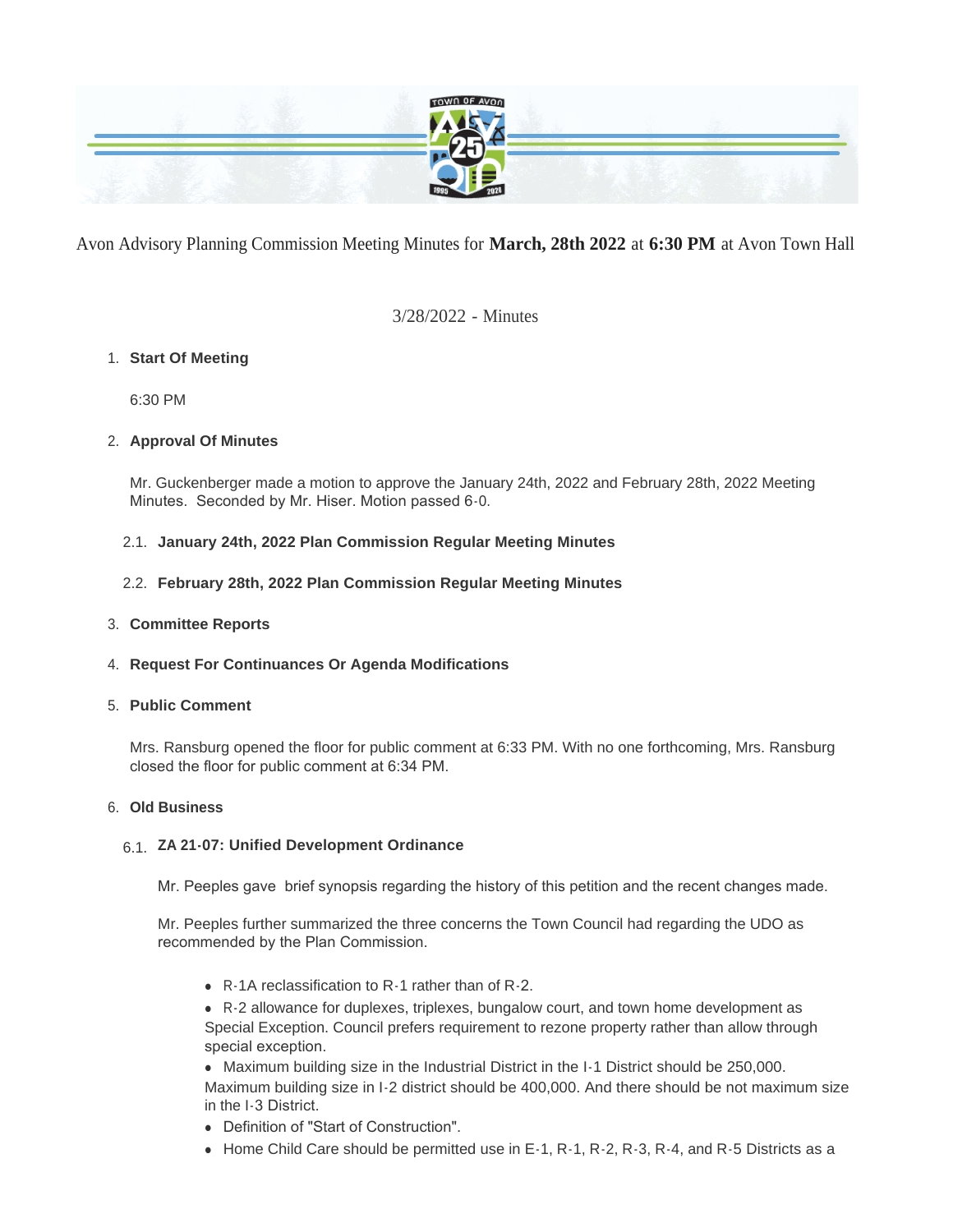Avon Advisory Planning Commission Meeting Minutes for **March, 28th 2022** at **6:30 PM** at Avon Town Hall

3/28/2022 - Minutes

1. **Start Of Meeting**

   6:30 PM

2. **Approval Of Minutes**

   Mr. Guckenberger made a motion to approve the January 24th, 2022 and February 28th, 2022 Meeting Minutes. Seconded by Mr. Hiser. Motion passed 6-0.

   2.1. **January 24th, 2022 Plan Commission Regular Meeting Minutes**

   2.2. **February 28th, 2022 Plan Commission Regular Meeting Minutes**

3. **Committee Reports**

4. **Request For Continuances Or Agenda Modifications**

5. **Public Comment**

   Mrs. Ransburg opened the floor for public comment at 6:33 PM. With no one forthcoming, Mrs. Ransburg closed the floor for public comment at 6:34 PM.

6. **Old Business**

   6.1. **ZA 21-07: Unified Development Ordinance**

   Mr. Peeples gave brief synopsis regarding the history of this petition and the recent changes made.

   Mr. Peeples further summarized the three concerns the Town Council had regarding the UDO as recommended by the Plan Commission.

   - R-1A reclassification to R-1 rather than of R-2.
   - R-2 allowance for duplexes, triplexes, bungalow court, and town home development as Special Exception. Council prefers requirement to rezone property rather than allow through special exception.
   - Maximum building size in the Industrial District in the I-1 District should be 250,000. Maximum building size in I-2 district should be 400,000. And there should be not maximum size in the I-3 District.
   - Definition of "Start of Construction".
   - Home Child Care should be permitted use in E-1, R-1, R-2, R-3, R-4, and R-5 Districts as a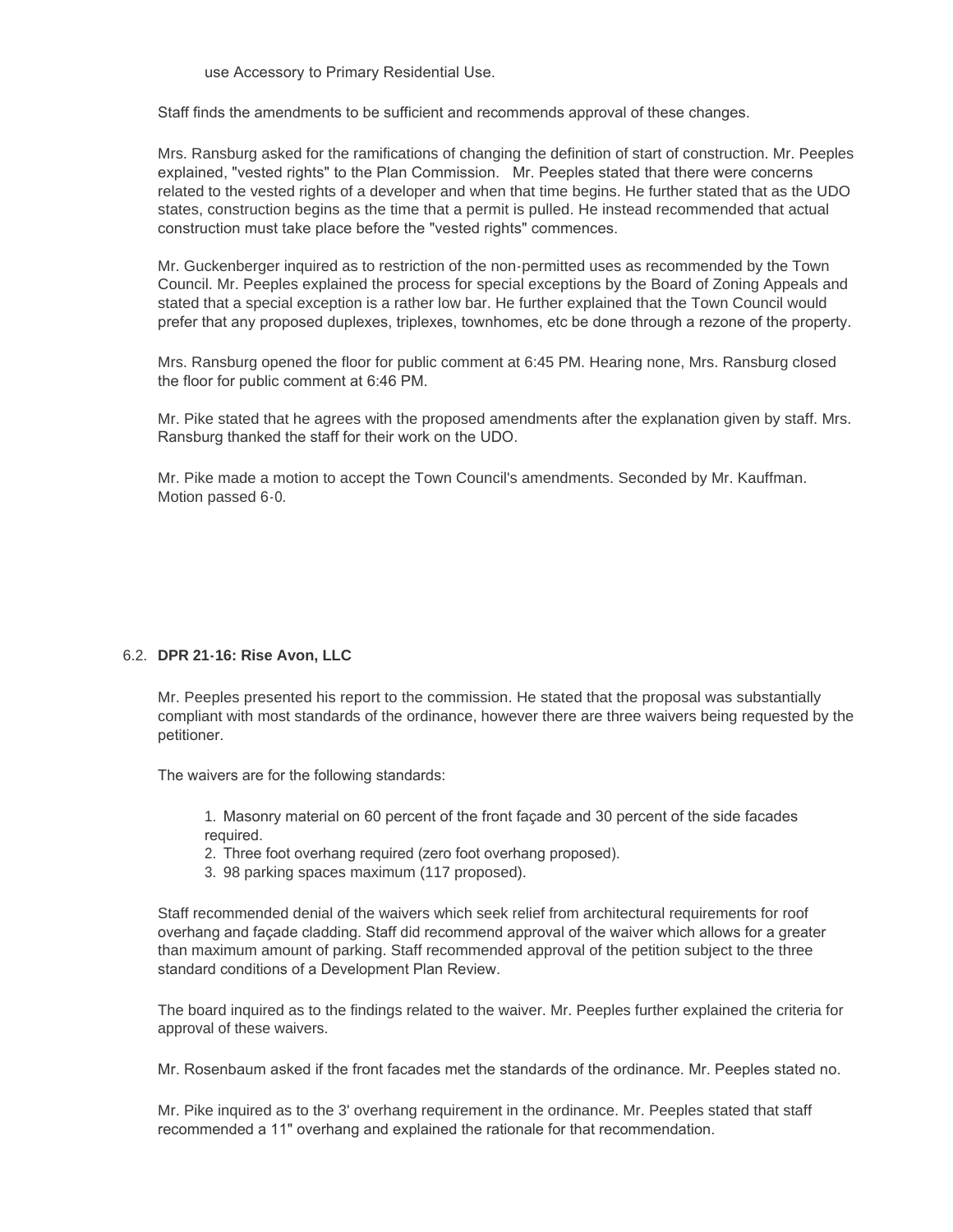use Accessory to Primary Residential Use.

Staff finds the amendments to be sufficient and recommends approval of these changes.

Mrs. Ransburg asked for the ramifications of changing the definition of start of construction. Mr. Peeples explained, "vested rights" to the Plan Commission. Mr. Peeples stated that there were concerns related to the vested rights of a developer and when that time begins. He further stated that as the UDO states, construction begins as the time that a permit is pulled. He instead recommended that actual construction must take place before the "vested rights" commences.

Mr. Guckenberger inquired as to restriction of the non-permitted uses as recommended by the Town Council. Mr. Peeples explained the process for special exceptions by the Board of Zoning Appeals and stated that a special exception is a rather low bar. He further explained that the Town Council would prefer that any proposed duplexes, triplexes, townhomes, etc be done through a rezone of the property.

Mrs. Ransburg opened the floor for public comment at 6:45 PM. Hearing none, Mrs. Ransburg closed the floor for public comment at 6:46 PM.

Mr. Pike stated that he agrees with the proposed amendments after the explanation given by staff. Mrs. Ransburg thanked the staff for their work on the UDO.

Mr. Pike made a motion to accept the Town Council's amendments. Seconded by Mr. Kauffman. Motion passed 6-0.

6.2. **DPR 21-16: Rise Avon, LLC**

Mr. Peeples presented his report to the commission. He stated that the proposal was substantially compliant with most standards of the ordinance, however there are three waivers being requested by the petitioner.

The waivers are for the following standards:

1. Masonry material on 60 percent of the front façade and 30 percent of the side facades required.
2. Three foot overhang required (zero foot overhang proposed).
3. 98 parking spaces maximum (117 proposed).

Staff recommended denial of the waivers which seek relief from architectural requirements for roof overhang and façade cladding. Staff did recommend approval of the waiver which allows for a greater than maximum amount of parking. Staff recommended approval of the petition subject to the three standard conditions of a Development Plan Review.

The board inquired as to the findings related to the waiver. Mr. Peeples further explained the criteria for approval of these waivers.

Mr. Rosenbaum asked if the front facades met the standards of the ordinance. Mr. Peeples stated no.

Mr. Pike inquired as to the 3' overhang requirement in the ordinance. Mr. Peeples stated that staff recommended a 11" overhang and explained the rationale for that recommendation.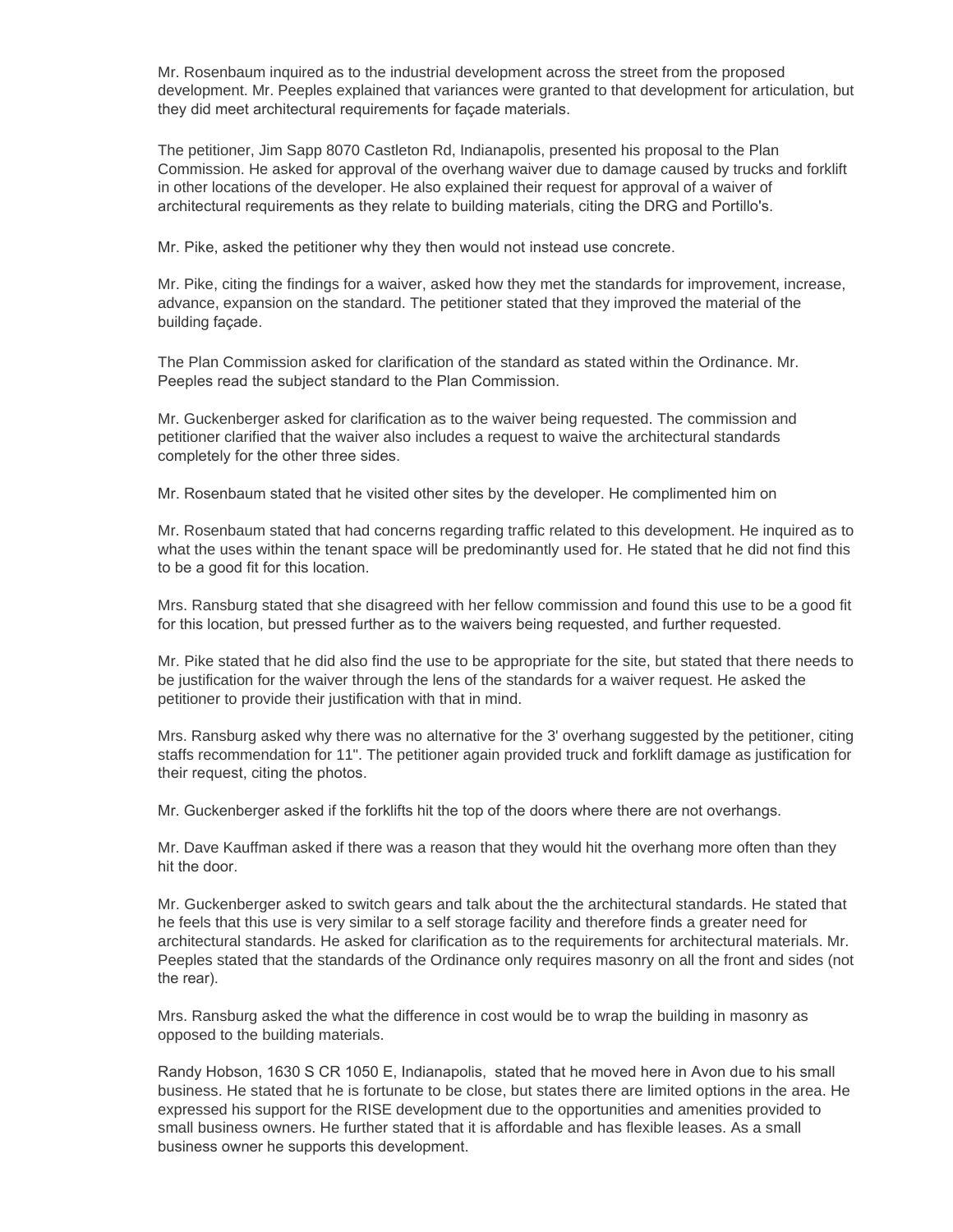Mr. Rosenbaum inquired as to the industrial development across the street from the proposed development. Mr. Peeples explained that variances were granted to that development for articulation, but they did meet architectural requirements for façade materials.

The petitioner, Jim Sapp 8070 Castleton Rd, Indianapolis, presented his proposal to the Plan Commission. He asked for approval of the overhang waiver due to damage caused by trucks and forklift in other locations of the developer. He also explained their request for approval of a waiver of architectural requirements as they relate to building materials, citing the DRG and Portillo's.

Mr. Pike, asked the petitioner why they then would not instead use concrete.

Mr. Pike, citing the findings for a waiver, asked how they met the standards for improvement, increase, advance, expansion on the standard. The petitioner stated that they improved the material of the building façade.

The Plan Commission asked for clarification of the standard as stated within the Ordinance. Mr. Peeples read the subject standard to the Plan Commission.

Mr. Guckenberger asked for clarification as to the waiver being requested. The commission and petitioner clarified that the waiver also includes a request to waive the architectural standards completely for the other three sides.

Mr. Rosenbaum stated that he visited other sites by the developer. He complimented him on

Mr. Rosenbaum stated that had concerns regarding traffic related to this development. He inquired as to what the uses within the tenant space will be predominantly used for. He stated that he did not find this to be a good fit for this location.

Mrs. Ransburg stated that she disagreed with her fellow commission and found this use to be a good fit for this location, but pressed further as to the waivers being requested, and further requested.

Mr. Pike stated that he did also find the use to be appropriate for the site, but stated that there needs to be justification for the waiver through the lens of the standards for a waiver request. He asked the petitioner to provide their justification with that in mind.

Mrs. Ransburg asked why there was no alternative for the 3' overhang suggested by the petitioner, citing staffs recommendation for 11". The petitioner again provided truck and forklift damage as justification for their request, citing the photos.

Mr. Guckenberger asked if the forklifts hit the top of the doors where there are not overhangs.

Mr. Dave Kauffman asked if there was a reason that they would hit the overhang more often than they hit the door.

Mr. Guckenberger asked to switch gears and talk about the the architectural standards. He stated that he feels that this use is very similar to a self storage facility and therefore finds a greater need for architectural standards. He asked for clarification as to the requirements for architectural materials. Mr. Peeples stated that the standards of the Ordinance only requires masonry on all the front and sides (not the rear).

Mrs. Ransburg asked the what the difference in cost would be to wrap the building in masonry as opposed to the building materials.

Randy Hobson, 1630 S CR 1050 E, Indianapolis, stated that he moved here in Avon due to his small business. He stated that he is fortunate to be close, but states there are limited options in the area. He expressed his support for the RISE development due to the opportunities and amenities provided to small business owners. He further stated that it is affordable and has flexible leases. As a small business owner he supports this development.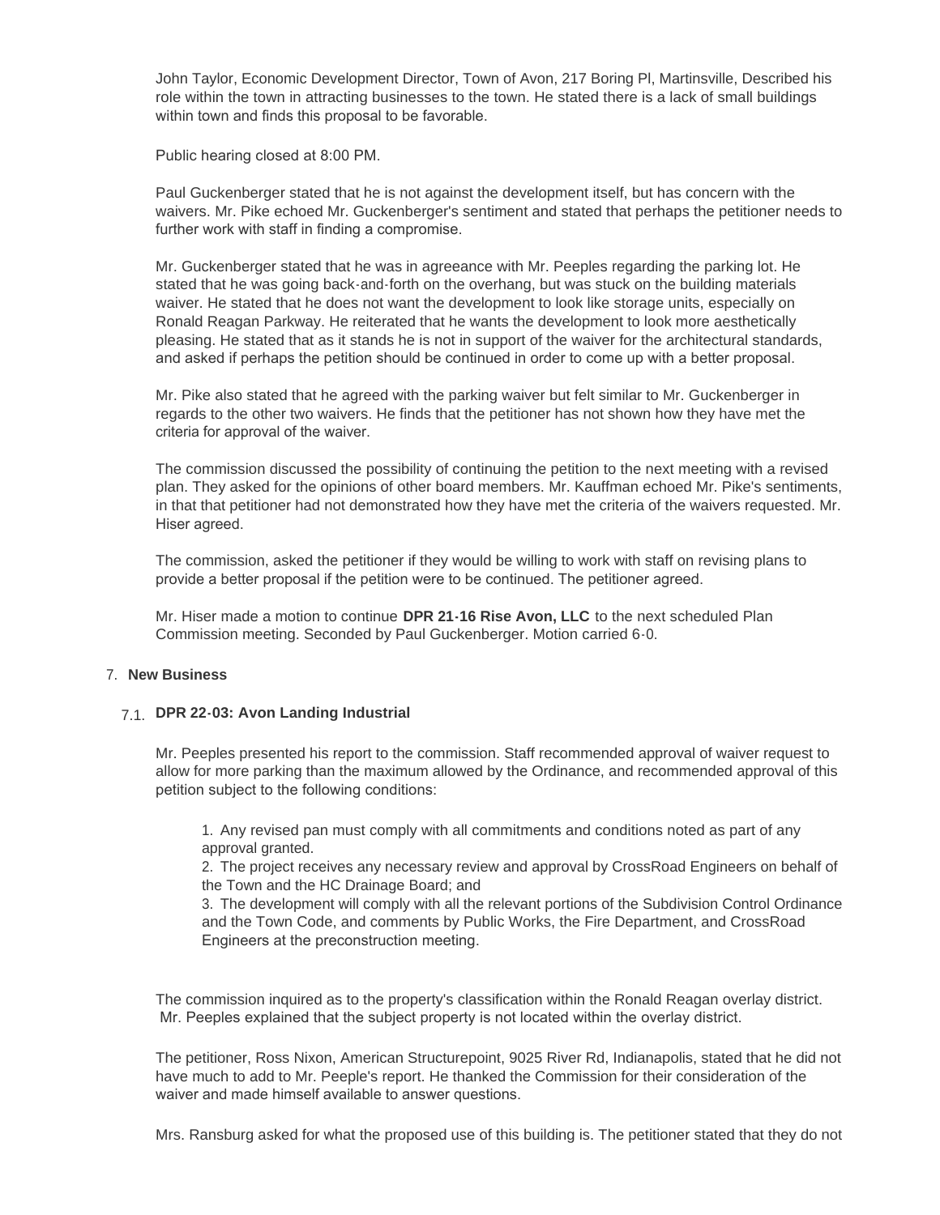John Taylor, Economic Development Director, Town of Avon, 217 Boring Pl, Martinsville, Described his role within the town in attracting businesses to the town. He stated there is a lack of small buildings within town and finds this proposal to be favorable.

Public hearing closed at 8:00 PM.

Paul Guckenberger stated that he is not against the development itself, but has concern with the waivers. Mr. Pike echoed Mr. Guckenberger's sentiment and stated that perhaps the petitioner needs to further work with staff in finding a compromise.

Mr. Guckenberger stated that he was in agreeance with Mr. Peeples regarding the parking lot. He stated that he was going back-and-forth on the overhang, but was stuck on the building materials waiver. He stated that he does not want the development to look like storage units, especially on Ronald Reagan Parkway. He reiterated that he wants the development to look more aesthetically pleasing. He stated that as it stands he is not in support of the waiver for the architectural standards, and asked if perhaps the petition should be continued in order to come up with a better proposal.

Mr. Pike also stated that he agreed with the parking waiver but felt similar to Mr. Guckenberger in regards to the other two waivers. He finds that the petitioner has not shown how they have met the criteria for approval of the waiver.

The commission discussed the possibility of continuing the petition to the next meeting with a revised plan. They asked for the opinions of other board members. Mr. Kauffman echoed Mr. Pike's sentiments, in that that petitioner had not demonstrated how they have met the criteria of the waivers requested. Mr. Hiser agreed.

The commission, asked the petitioner if they would be willing to work with staff on revising plans to provide a better proposal if the petition were to be continued. The petitioner agreed.

Mr. Hiser made a motion to continue **DPR 21-16 Rise Avon, LLC** to the next scheduled Plan Commission meeting. Seconded by Paul Guckenberger. Motion carried 6-0.

## 7. New Business

### 7.1. DPR 22-03: Avon Landing Industrial

Mr. Peeples presented his report to the commission. Staff recommended approval of waiver request to allow for more parking than the maximum allowed by the Ordinance, and recommended approval of this petition subject to the following conditions:

1. Any revised pan must comply with all commitments and conditions noted as part of any approval granted.
2. The project receives any necessary review and approval by CrossRoad Engineers on behalf of the Town and the HC Drainage Board; and
3. The development will comply with all the relevant portions of the Subdivision Control Ordinance and the Town Code, and comments by Public Works, the Fire Department, and CrossRoad Engineers at the preconstruction meeting.

The commission inquired as to the property's classification within the Ronald Reagan overlay district. Mr. Peeples explained that the subject property is not located within the overlay district.

The petitioner, Ross Nixon, American Structurepoint, 9025 River Rd, Indianapolis, stated that he did not have much to add to Mr. Peeple's report. He thanked the Commission for their consideration of the waiver and made himself available to answer questions.

Mrs. Ransburg asked for what the proposed use of this building is. The petitioner stated that they do not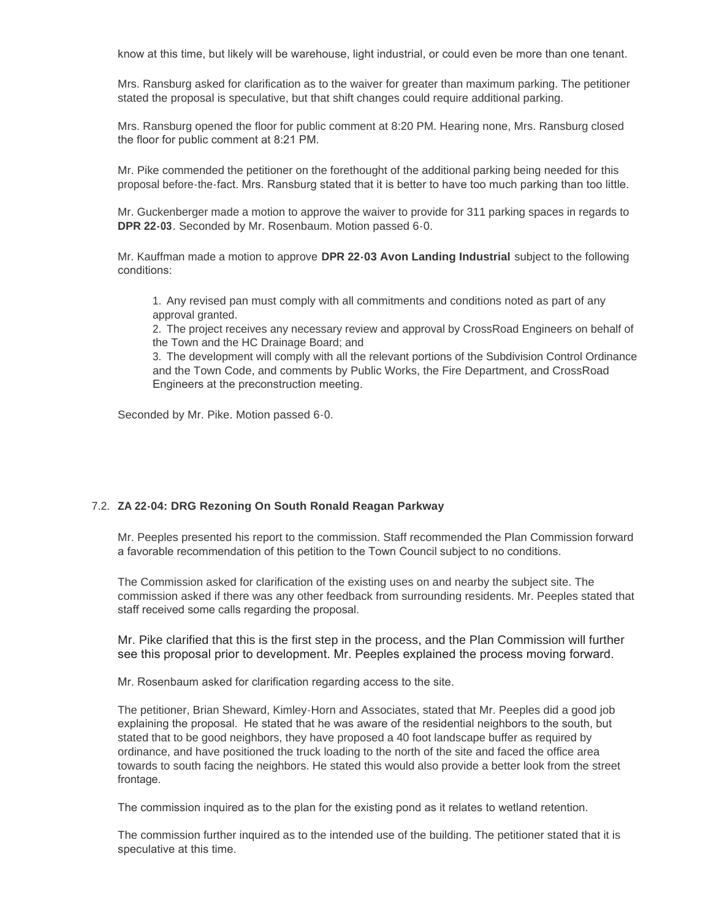know at this time, but likely will be warehouse, light industrial, or could even be more than one tenant.

Mrs. Ransburg asked for clarification as to the waiver for greater than maximum parking. The petitioner stated the proposal is speculative, but that shift changes could require additional parking.

Mrs. Ransburg opened the floor for public comment at 8:20 PM. Hearing none, Mrs. Ransburg closed the floor for public comment at 8:21 PM.

Mr. Pike commended the petitioner on the forethought of the additional parking being needed for this proposal before-the-fact. Mrs. Ransburg stated that it is better to have too much parking than too little.

Mr. Guckenberger made a motion to approve the waiver to provide for 311 parking spaces in regards to **DPR 22-03**. Seconded by Mr. Rosenbaum. Motion passed 6-0.

Mr. Kauffman made a motion to approve **DPR 22-03 Avon Landing Industrial** subject to the following conditions:

1. Any revised pan must comply with all commitments and conditions noted as part of any approval granted.
2. The project receives any necessary review and approval by CrossRoad Engineers on behalf of the Town and the HC Drainage Board; and
3. The development will comply with all the relevant portions of the Subdivision Control Ordinance and the Town Code, and comments by Public Works, the Fire Department, and CrossRoad Engineers at the preconstruction meeting.

Seconded by Mr. Pike. Motion passed 6-0.

### 7.2. ZA 22-04: DRG Rezoning On South Ronald Reagan Parkway

Mr. Peeples presented his report to the commission. Staff recommended the Plan Commission forward a favorable recommendation of this petition to the Town Council subject to no conditions.

The Commission asked for clarification of the existing uses on and nearby the subject site. The commission asked if there was any other feedback from surrounding residents. Mr. Peeples stated that staff received some calls regarding the proposal.

Mr. Pike clarified that this is the first step in the process, and the Plan Commission will further see this proposal prior to development. Mr. Peeples explained the process moving forward.

Mr. Rosenbaum asked for clarification regarding access to the site.

The petitioner, Brian Sheward, Kimley-Horn and Associates, stated that Mr. Peeples did a good job explaining the proposal. He stated that he was aware of the residential neighbors to the south, but stated that to be good neighbors, they have proposed a 40 foot landscape buffer as required by ordinance, and have positioned the truck loading to the north of the site and faced the office area towards to south facing the neighbors. He stated this would also provide a better look from the street frontage.

The commission inquired as to the plan for the existing pond as it relates to wetland retention.

The commission further inquired as to the intended use of the building. The petitioner stated that it is speculative at this time.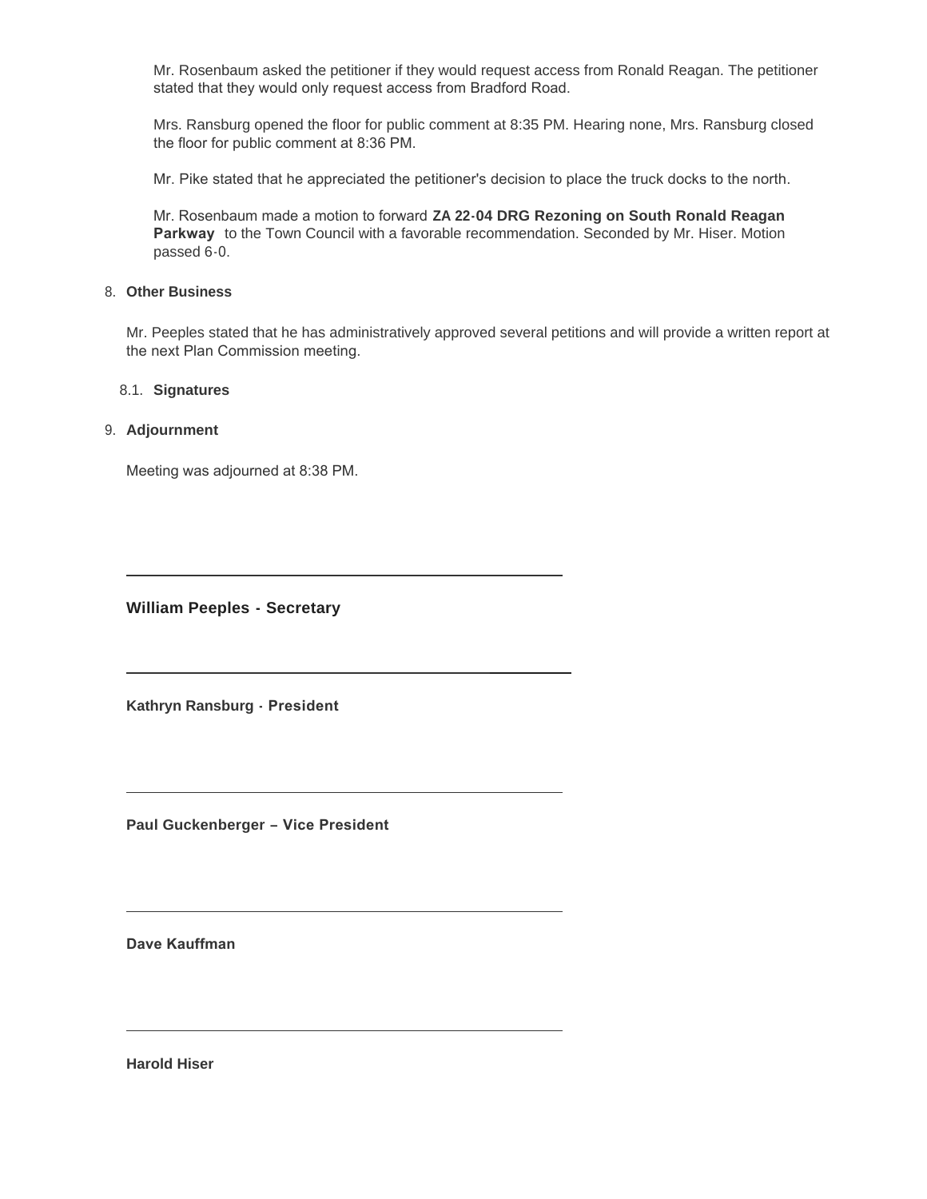Mr. Rosenbaum asked the petitioner if they would request access from Ronald Reagan. The petitioner stated that they would only request access from Bradford Road.

Mrs. Ransburg opened the floor for public comment at 8:35 PM. Hearing none, Mrs. Ransburg closed the floor for public comment at 8:36 PM.

Mr. Pike stated that he appreciated the petitioner's decision to place the truck docks to the north.

Mr. Rosenbaum made a motion to forward **ZA 22-04 DRG Rezoning on South Ronald Reagan Parkway** to the Town Council with a favorable recommendation. Seconded by Mr. Hiser. Motion passed 6-0.

8. **Other Business**

Mr. Peeples stated that he has administratively approved several petitions and will provide a written report at the next Plan Commission meeting.

8.1. **Signatures**

9. **Adjournment**

Meeting was adjourned at 8:38 PM.

---

**William Peeples - Secretary**

---

**Kathryn Ransburg - President**

---

**Paul Guckenberger – Vice President**

---

**Dave Kauffman**

---

**Harold Hiser**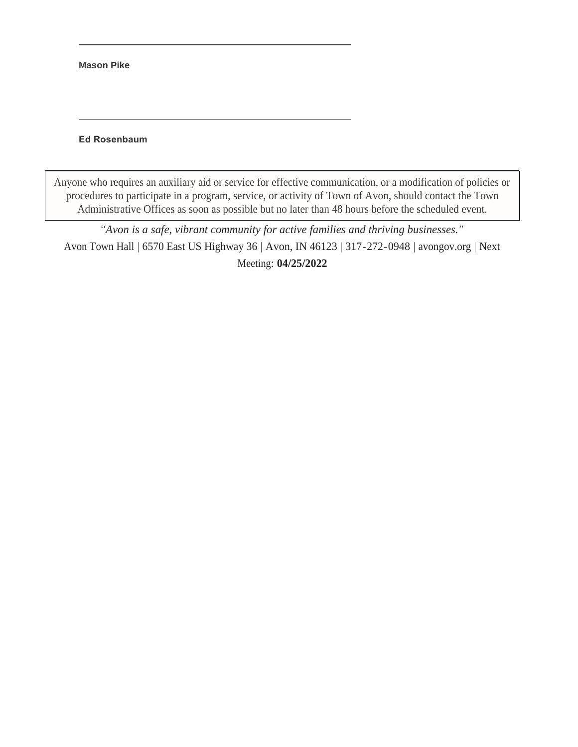---

**Mason Pike**

---

**Ed Rosenbaum**

Anyone who requires an auxiliary aid or service for effective communication, or a modification of policies or procedures to participate in a program, service, or activity of Town of Avon, should contact the Town Administrative Offices as soon as possible but no later than 48 hours before the scheduled event.

*"Avon is a safe, vibrant community for active families and thriving businesses."*

Avon Town Hall | 6570 East US Highway 36 | Avon, IN 46123 | 317-272-0948 | avongov.org | Next Meeting: **04/25/2022**